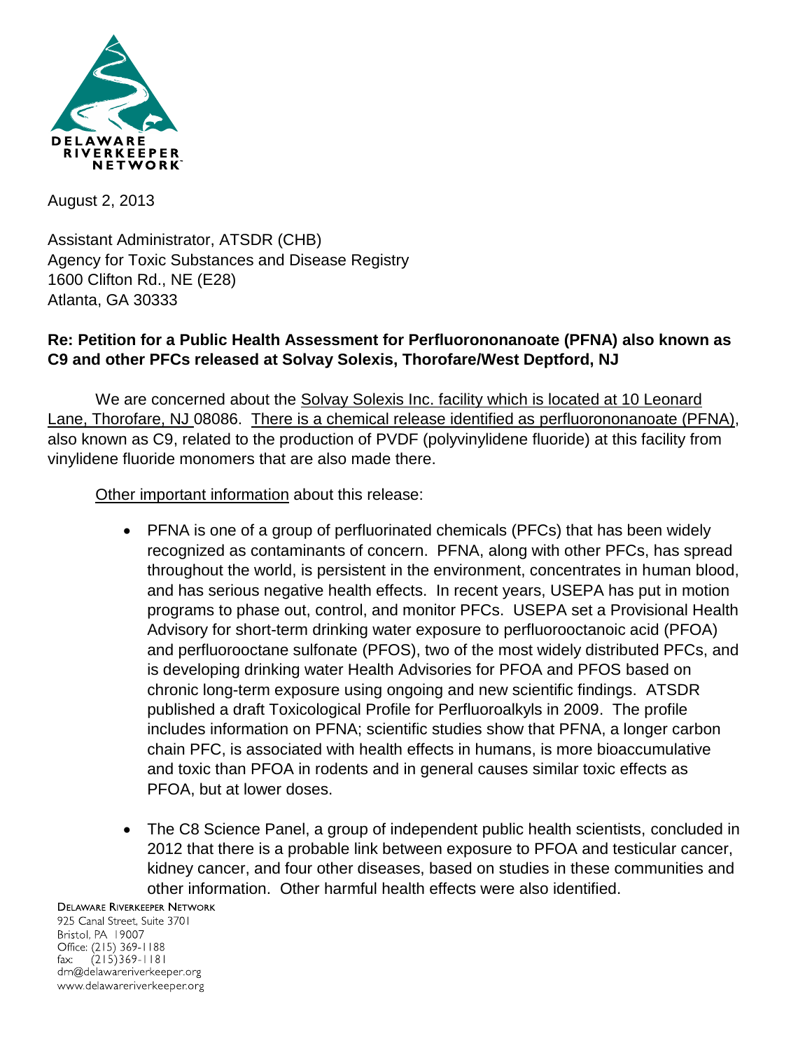DELAWARE RIVERKEEPER NETWORK

August 2, 2013

Assistant Administrator, ATSDR (CHB)
Agency for Toxic Substances and Disease Registry
1600 Clifton Rd., NE (E28)
Atlanta, GA 30333

**Re: Petition for a Public Health Assessment for Perfluorononanoate (PFNA) also known as C9 and other PFCs released at Solvay Solexis, Thorofare/West Deptford, NJ**

We are concerned about the Solvay Solexis Inc. facility which is located at 10 Leonard Lane, Thorofare, NJ 08086. There is a chemical release identified as perfluorononanoate (PFNA), also known as C9, related to the production of PVDF (polyvinylidene fluoride) at this facility from vinylidene fluoride monomers that are also made there.

Other important information about this release:

- PFNA is one of a group of perfluorinated chemicals (PFCs) that has been widely recognized as contaminants of concern. PFNA, along with other PFCs, has spread throughout the world, is persistent in the environment, concentrates in human blood, and has serious negative health effects. In recent years, USEPA has put in motion programs to phase out, control, and monitor PFCs. USEPA set a Provisional Health Advisory for short-term drinking water exposure to perfluorooctanoic acid (PFOA) and perfluorooctane sulfonate (PFOS), two of the most widely distributed PFCs, and is developing drinking water Health Advisories for PFOA and PFOS based on chronic long-term exposure using ongoing and new scientific findings. ATSDR published a draft Toxicological Profile for Perfluoroalkyls in 2009. The profile includes information on PFNA; scientific studies show that PFNA, a longer carbon chain PFC, is associated with health effects in humans, is more bioaccumulative and toxic than PFOA in rodents and in general causes similar toxic effects as PFOA, but at lower doses.

- The C8 Science Panel, a group of independent public health scientists, concluded in 2012 that there is a probable link between exposure to PFOA and testicular cancer, kidney cancer, and four other diseases, based on studies in these communities and other information. Other harmful health effects were also identified.

DELAWARE RIVERKEEPER NETWORK
925 Canal Street, Suite 3701
Bristol, PA 19007
Office: (215) 369-1188
fax: (215)369-1181
drn@delawareriverkeeper.org
www.delawareriverkeeper.org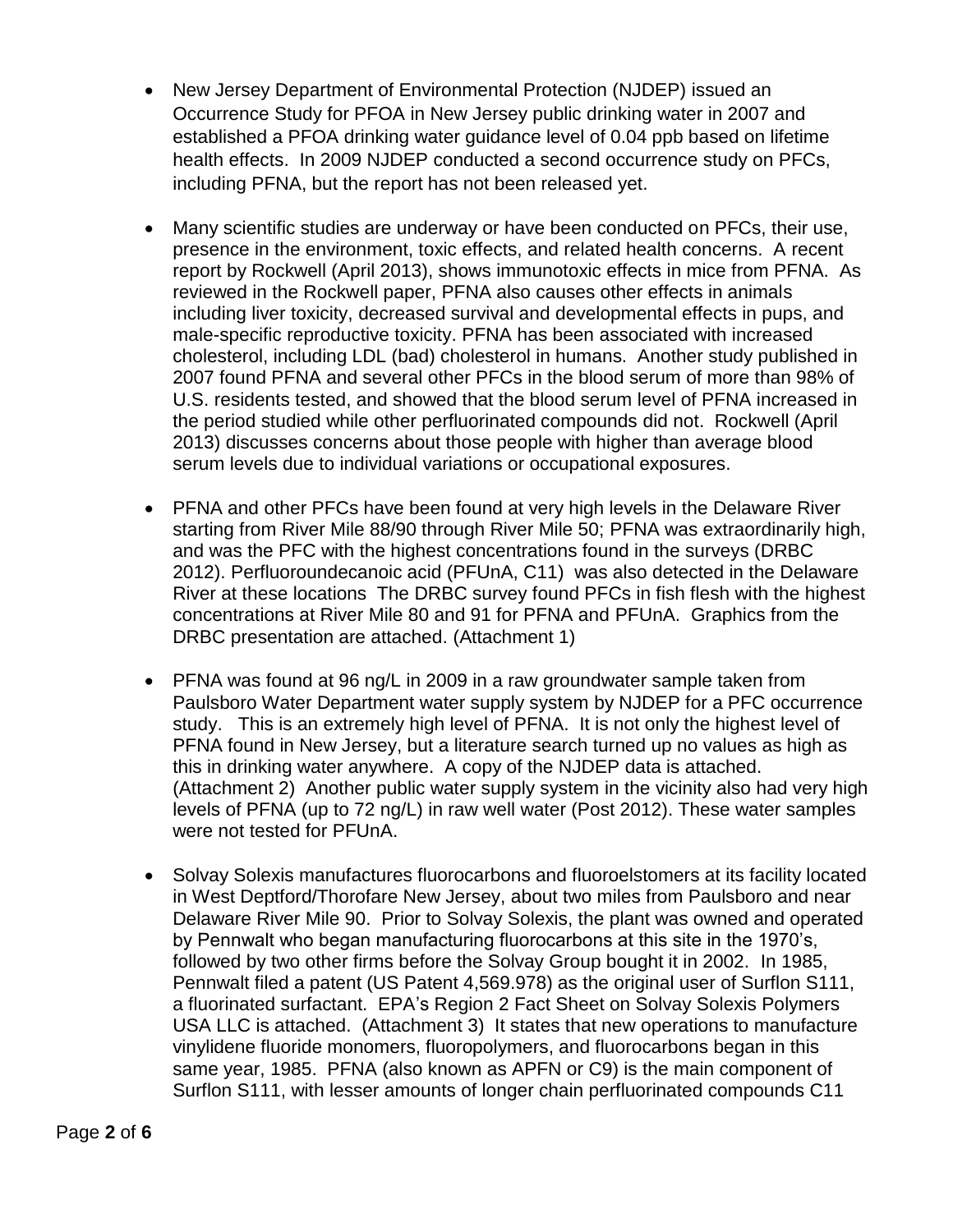- New Jersey Department of Environmental Protection (NJDEP) issued an Occurrence Study for PFOA in New Jersey public drinking water in 2007 and established a PFOA drinking water guidance level of 0.04 ppb based on lifetime health effects. In 2009 NJDEP conducted a second occurrence study on PFCs, including PFNA, but the report has not been released yet.

- Many scientific studies are underway or have been conducted on PFCs, their use, presence in the environment, toxic effects, and related health concerns. A recent report by Rockwell (April 2013), shows immunotoxic effects in mice from PFNA. As reviewed in the Rockwell paper, PFNA also causes other effects in animals including liver toxicity, decreased survival and developmental effects in pups, and male-specific reproductive toxicity. PFNA has been associated with increased cholesterol, including LDL (bad) cholesterol in humans. Another study published in 2007 found PFNA and several other PFCs in the blood serum of more than 98% of U.S. residents tested, and showed that the blood serum level of PFNA increased in the period studied while other perfluorinated compounds did not. Rockwell (April 2013) discusses concerns about those people with higher than average blood serum levels due to individual variations or occupational exposures.

- PFNA and other PFCs have been found at very high levels in the Delaware River starting from River Mile 88/90 through River Mile 50; PFNA was extraordinarily high, and was the PFC with the highest concentrations found in the surveys (DRBC 2012). Perfluoroundecanoic acid (PFUnA, C11) was also detected in the Delaware River at these locations The DRBC survey found PFCs in fish flesh with the highest concentrations at River Mile 80 and 91 for PFNA and PFUnA. Graphics from the DRBC presentation are attached. (Attachment 1)

- PFNA was found at 96 ng/L in 2009 in a raw groundwater sample taken from Paulsboro Water Department water supply system by NJDEP for a PFC occurrence study. This is an extremely high level of PFNA. It is not only the highest level of PFNA found in New Jersey, but a literature search turned up no values as high as this in drinking water anywhere. A copy of the NJDEP data is attached. (Attachment 2) Another public water supply system in the vicinity also had very high levels of PFNA (up to 72 ng/L) in raw well water (Post 2012). These water samples were not tested for PFUnA.

- Solvay Solexis manufactures fluorocarbons and fluoroelstomers at its facility located in West Deptford/Thorofare New Jersey, about two miles from Paulsboro and near Delaware River Mile 90. Prior to Solvay Solexis, the plant was owned and operated by Pennwalt who began manufacturing fluorocarbons at this site in the 1970's, followed by two other firms before the Solvay Group bought it in 2002. In 1985, Pennwalt filed a patent (US Patent 4,569.978) as the original user of Surflon S111, a fluorinated surfactant. EPA's Region 2 Fact Sheet on Solvay Solexis Polymers USA LLC is attached. (Attachment 3) It states that new operations to manufacture vinylidene fluoride monomers, fluoropolymers, and fluorocarbons began in this same year, 1985. PFNA (also known as APFN or C9) is the main component of Surflon S111, with lesser amounts of longer chain perfluorinated compounds C11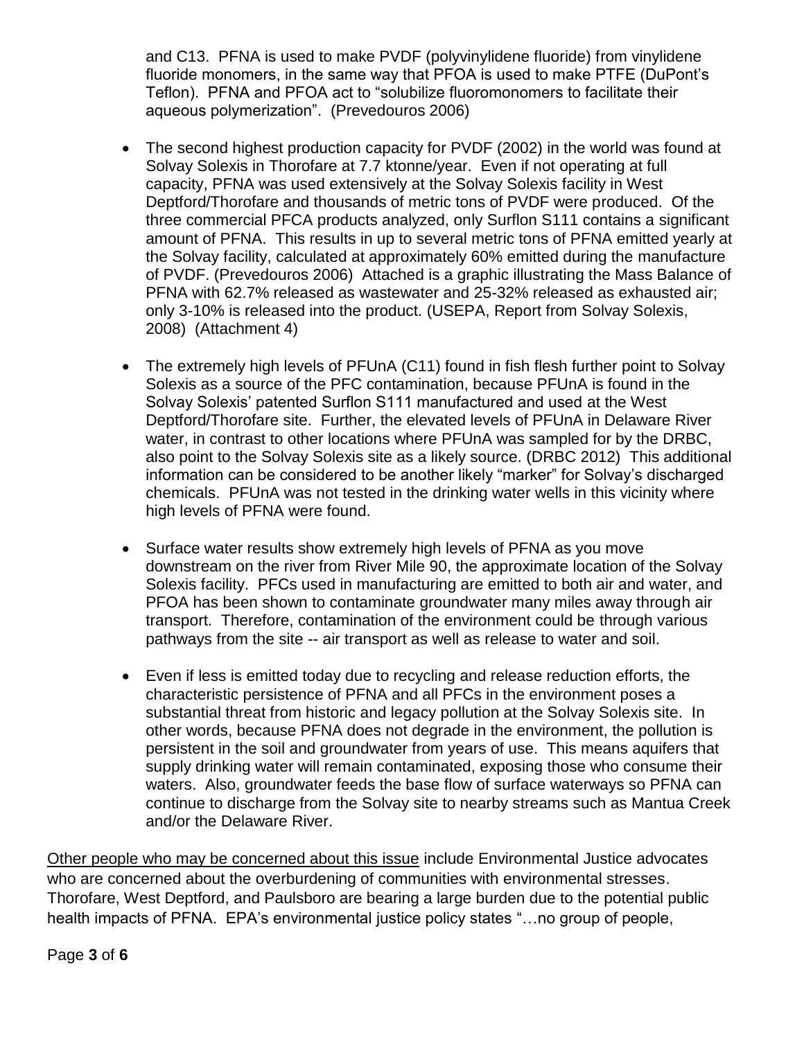and C13. PFNA is used to make PVDF (polyvinylidene fluoride) from vinylidene fluoride monomers, in the same way that PFOA is used to make PTFE (DuPont's Teflon). PFNA and PFOA act to "solubilize fluoromonomers to facilitate their aqueous polymerization". (Prevedouros 2006)

- The second highest production capacity for PVDF (2002) in the world was found at Solvay Solexis in Thorofare at 7.7 ktonne/year. Even if not operating at full capacity, PFNA was used extensively at the Solvay Solexis facility in West Deptford/Thorofare and thousands of metric tons of PVDF were produced. Of the three commercial PFCA products analyzed, only Surflon S111 contains a significant amount of PFNA. This results in up to several metric tons of PFNA emitted yearly at the Solvay facility, calculated at approximately 60% emitted during the manufacture of PVDF. (Prevedouros 2006) Attached is a graphic illustrating the Mass Balance of PFNA with 62.7% released as wastewater and 25-32% released as exhausted air; only 3-10% is released into the product. (USEPA, Report from Solvay Solexis, 2008) (Attachment 4)

- The extremely high levels of PFUnA (C11) found in fish flesh further point to Solvay Solexis as a source of the PFC contamination, because PFUnA is found in the Solvay Solexis' patented Surflon S111 manufactured and used at the West Deptford/Thorofare site. Further, the elevated levels of PFUnA in Delaware River water, in contrast to other locations where PFUnA was sampled for by the DRBC, also point to the Solvay Solexis site as a likely source. (DRBC 2012) This additional information can be considered to be another likely "marker" for Solvay's discharged chemicals. PFUnA was not tested in the drinking water wells in this vicinity where high levels of PFNA were found.

- Surface water results show extremely high levels of PFNA as you move downstream on the river from River Mile 90, the approximate location of the Solvay Solexis facility. PFCs used in manufacturing are emitted to both air and water, and PFOA has been shown to contaminate groundwater many miles away through air transport. Therefore, contamination of the environment could be through various pathways from the site -- air transport as well as release to water and soil.

- Even if less is emitted today due to recycling and release reduction efforts, the characteristic persistence of PFNA and all PFCs in the environment poses a substantial threat from historic and legacy pollution at the Solvay Solexis site. In other words, because PFNA does not degrade in the environment, the pollution is persistent in the soil and groundwater from years of use. This means aquifers that supply drinking water will remain contaminated, exposing those who consume their waters. Also, groundwater feeds the base flow of surface waterways so PFNA can continue to discharge from the Solvay site to nearby streams such as Mantua Creek and/or the Delaware River.

<u>Other people who may be concerned about this issue</u> include Environmental Justice advocates who are concerned about the overburdening of communities with environmental stresses. Thorofare, West Deptford, and Paulsboro are bearing a large burden due to the potential public health impacts of PFNA. EPA's environmental justice policy states "…no group of people,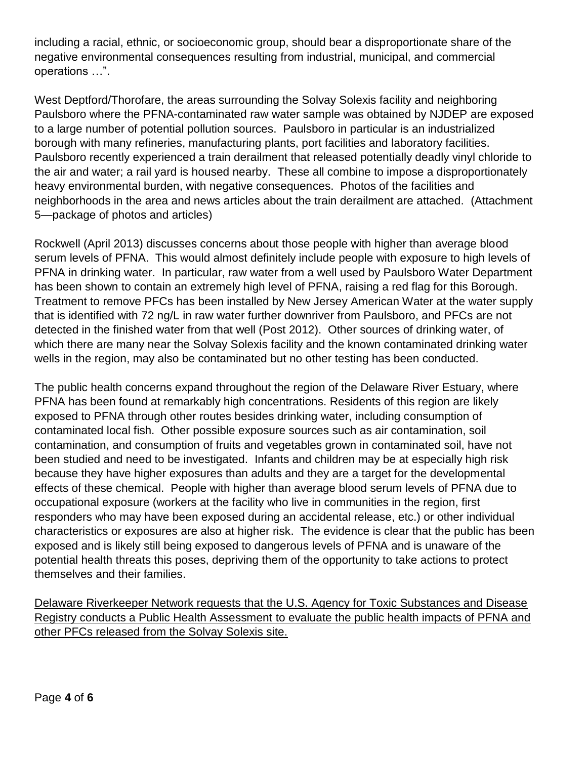including a racial, ethnic, or socioeconomic group, should bear a disproportionate share of the negative environmental consequences resulting from industrial, municipal, and commercial operations …".

West Deptford/Thorofare, the areas surrounding the Solvay Solexis facility and neighboring Paulsboro where the PFNA-contaminated raw water sample was obtained by NJDEP are exposed to a large number of potential pollution sources. Paulsboro in particular is an industrialized borough with many refineries, manufacturing plants, port facilities and laboratory facilities. Paulsboro recently experienced a train derailment that released potentially deadly vinyl chloride to the air and water; a rail yard is housed nearby. These all combine to impose a disproportionately heavy environmental burden, with negative consequences. Photos of the facilities and neighborhoods in the area and news articles about the train derailment are attached. (Attachment 5—package of photos and articles)

Rockwell (April 2013) discusses concerns about those people with higher than average blood serum levels of PFNA. This would almost definitely include people with exposure to high levels of PFNA in drinking water. In particular, raw water from a well used by Paulsboro Water Department has been shown to contain an extremely high level of PFNA, raising a red flag for this Borough. Treatment to remove PFCs has been installed by New Jersey American Water at the water supply that is identified with 72 ng/L in raw water further downriver from Paulsboro, and PFCs are not detected in the finished water from that well (Post 2012). Other sources of drinking water, of which there are many near the Solvay Solexis facility and the known contaminated drinking water wells in the region, may also be contaminated but no other testing has been conducted.

The public health concerns expand throughout the region of the Delaware River Estuary, where PFNA has been found at remarkably high concentrations. Residents of this region are likely exposed to PFNA through other routes besides drinking water, including consumption of contaminated local fish. Other possible exposure sources such as air contamination, soil contamination, and consumption of fruits and vegetables grown in contaminated soil, have not been studied and need to be investigated. Infants and children may be at especially high risk because they have higher exposures than adults and they are a target for the developmental effects of these chemical. People with higher than average blood serum levels of PFNA due to occupational exposure (workers at the facility who live in communities in the region, first responders who may have been exposed during an accidental release, etc.) or other individual characteristics or exposures are also at higher risk. The evidence is clear that the public has been exposed and is likely still being exposed to dangerous levels of PFNA and is unaware of the potential health threats this poses, depriving them of the opportunity to take actions to protect themselves and their families.

<u>Delaware Riverkeeper Network requests that the U.S. Agency for Toxic Substances and Disease Registry conducts a Public Health Assessment to evaluate the public health impacts of PFNA and other PFCs released from the Solvay Solexis site.</u>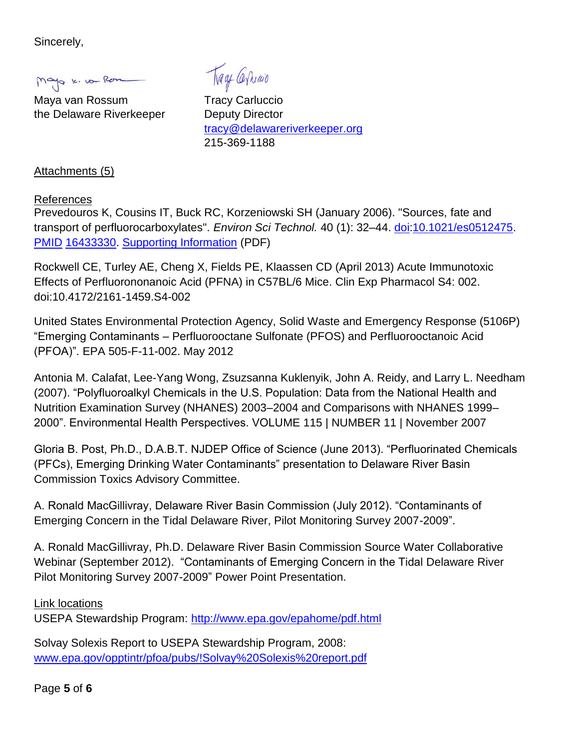Sincerely,

Maya van Rossum
the Delaware Riverkeeper

Tracy Carluccio
Deputy Director
tracy@delawareriverkeeper.org
215-369-1188

Attachments (5)

References

Prevedouros K, Cousins IT, Buck RC, Korzeniowski SH (January 2006). "Sources, fate and transport of perfluorocarboxylates". *Environ Sci Technol.* 40 (1): 32–44. doi:10.1021/es0512475. PMID 16433330. Supporting Information (PDF)

Rockwell CE, Turley AE, Cheng X, Fields PE, Klaassen CD (April 2013) Acute Immunotoxic Effects of Perfluorononanoic Acid (PFNA) in C57BL/6 Mice. Clin Exp Pharmacol S4: 002. doi:10.4172/2161-1459.S4-002

United States Environmental Protection Agency, Solid Waste and Emergency Response (5106P) "Emerging Contaminants – Perfluorooctane Sulfonate (PFOS) and Perfluorooctanoic Acid (PFOA)". EPA 505-F-11-002. May 2012

Antonia M. Calafat, Lee-Yang Wong, Zsuzsanna Kuklenyik, John A. Reidy, and Larry L. Needham (2007). "Polyfluoroalkyl Chemicals in the U.S. Population: Data from the National Health and Nutrition Examination Survey (NHANES) 2003–2004 and Comparisons with NHANES 1999–2000". Environmental Health Perspectives. VOLUME 115 | NUMBER 11 | November 2007

Gloria B. Post, Ph.D., D.A.B.T. NJDEP Office of Science (June 2013). "Perfluorinated Chemicals (PFCs), Emerging Drinking Water Contaminants" presentation to Delaware River Basin Commission Toxics Advisory Committee.

A. Ronald MacGillivray, Delaware River Basin Commission (July 2012). "Contaminants of Emerging Concern in the Tidal Delaware River, Pilot Monitoring Survey 2007-2009".

A. Ronald MacGillivray, Ph.D. Delaware River Basin Commission Source Water Collaborative Webinar (September 2012). "Contaminants of Emerging Concern in the Tidal Delaware River Pilot Monitoring Survey 2007-2009" Power Point Presentation.

Link locations

USEPA Stewardship Program: http://www.epa.gov/epahome/pdf.html

Solvay Solexis Report to USEPA Stewardship Program, 2008:
www.epa.gov/opptintr/pfoa/pubs/!Solvay%20Solexis%20report.pdf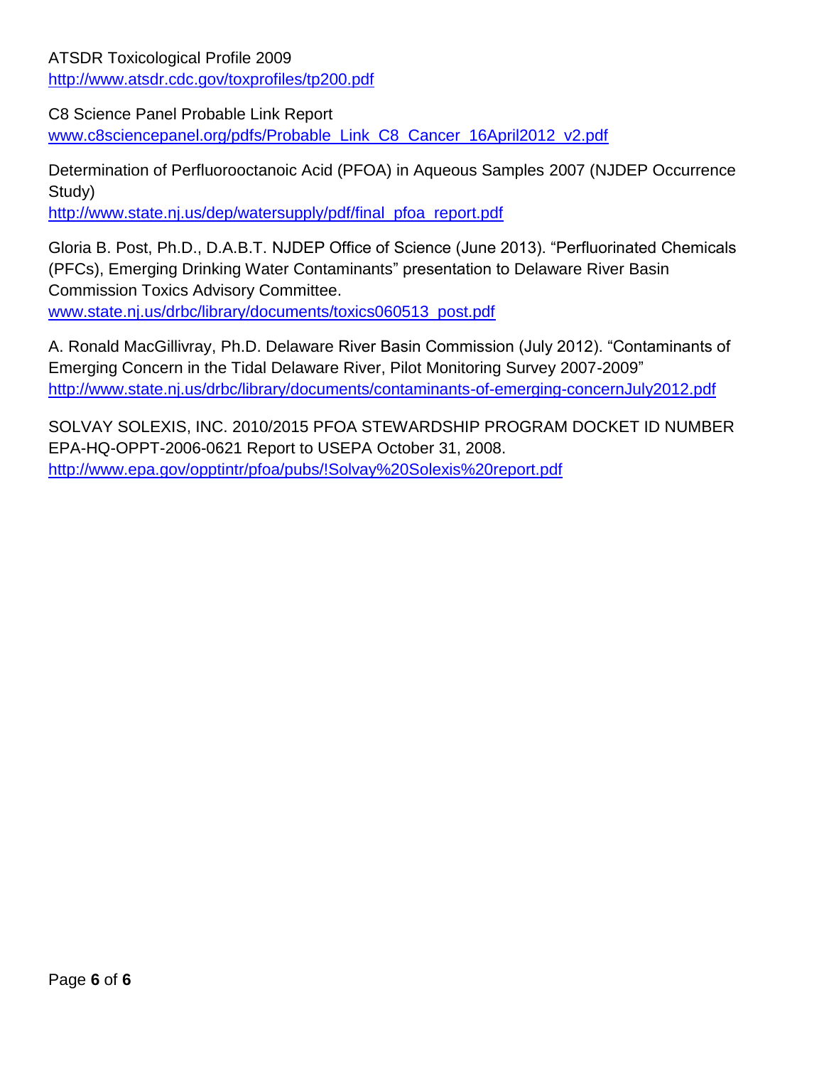ATSDR Toxicological Profile 2009
http://www.atsdr.cdc.gov/toxprofiles/tp200.pdf

C8 Science Panel Probable Link Report
www.c8sciencepanel.org/pdfs/Probable_Link_C8_Cancer_16April2012_v2.pdf

Determination of Perfluorooctanoic Acid (PFOA) in Aqueous Samples 2007 (NJDEP Occurrence Study)
http://www.state.nj.us/dep/watersupply/pdf/final_pfoa_report.pdf

Gloria B. Post, Ph.D., D.A.B.T. NJDEP Office of Science (June 2013). "Perfluorinated Chemicals (PFCs), Emerging Drinking Water Contaminants" presentation to Delaware River Basin Commission Toxics Advisory Committee.
www.state.nj.us/drbc/library/documents/toxics060513_post.pdf

A. Ronald MacGillivray, Ph.D. Delaware River Basin Commission (July 2012). "Contaminants of Emerging Concern in the Tidal Delaware River, Pilot Monitoring Survey 2007-2009"
http://www.state.nj.us/drbc/library/documents/contaminants-of-emerging-concernJuly2012.pdf

SOLVAY SOLEXIS, INC. 2010/2015 PFOA STEWARDSHIP PROGRAM DOCKET ID NUMBER EPA-HQ-OPPT-2006-0621 Report to USEPA October 31, 2008.
http://www.epa.gov/opptintr/pfoa/pubs/!Solvay%20Solexis%20report.pdf